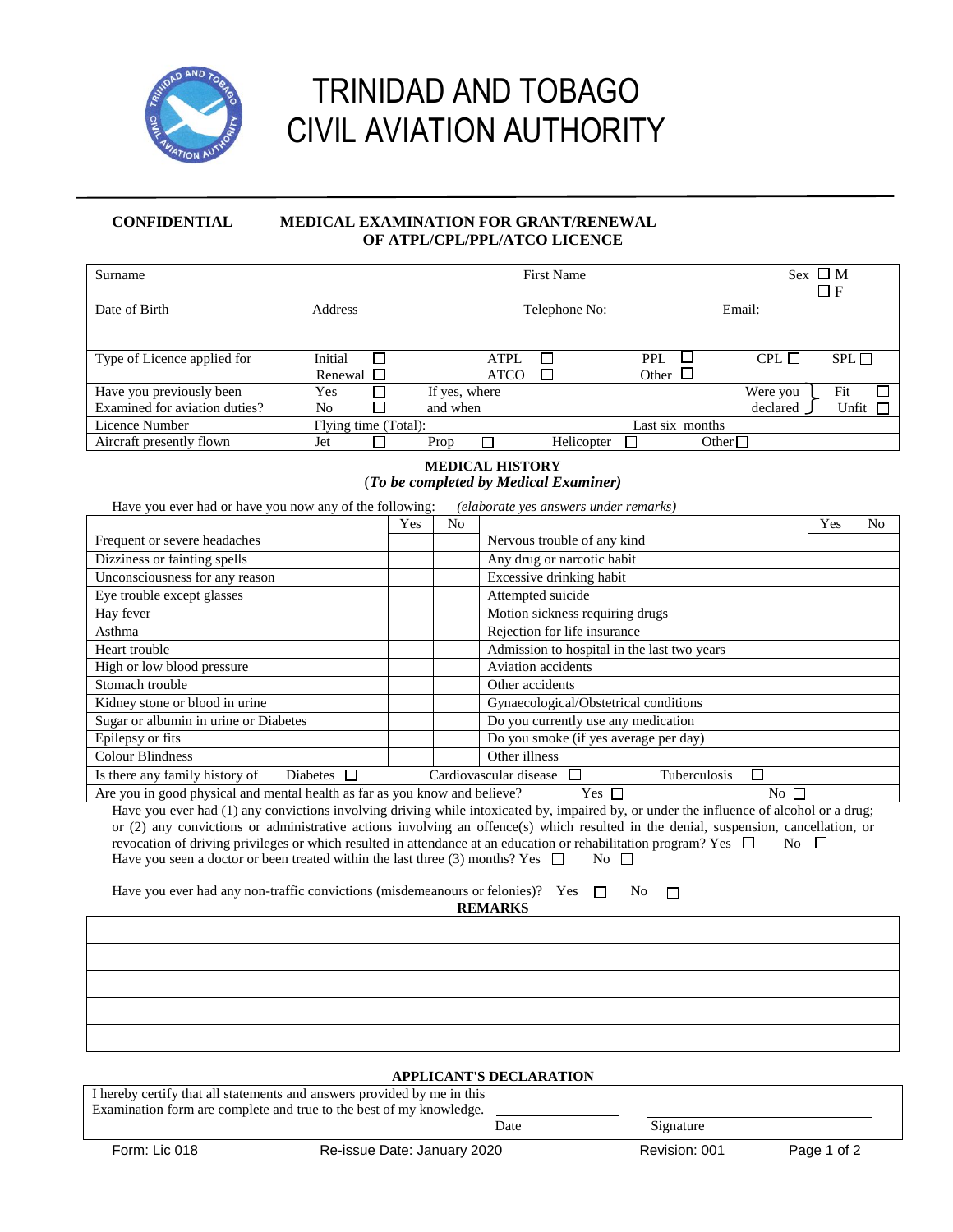# TRINIDAD AND TOBAGO CIVIL AVIATION AUTHORITY

**CONFIDENTIAL** **MEDICAL EXAMINATION FOR GRANT/RENEWAL OF ATPL/CPL/PPL/ATCO LICENCE**

| Surname | | First Name | | Sex ☐ M ☐ F |
|---|---|---|---|---|
| Date of Birth | Address | Telephone No: | Email: | |
| Type of Licence applied for | Initial ☐ Renewal ☐ | ATPL ☐ ATCO ☐ | PPL ☐ Other ☐ | CPL ☐ SPL ☐ |
| Have you previously been Examined for aviation duties? | Yes ☐ No ☐ | If yes, where and when | | Were you declared: Fit ☐ Unfit ☐ |
| Licence Number | Flying time (Total): | | Last six months | |
| Aircraft presently flown | Jet ☐ | Prop ☐ | Helicopter ☐ | Other ☐ |

## MEDICAL HISTORY

(*To be completed by Medical Examiner*)

Have you ever had or have you now any of the following: *(elaborate yes answers under remarks)*

| | Yes | No | | Yes | No |
|---|---|---|---|---|---|
| Frequent or severe headaches | | | Nervous trouble of any kind | | |
| Dizziness or fainting spells | | | Any drug or narcotic habit | | |
| Unconsciousness for any reason | | | Excessive drinking habit | | |
| Eye trouble except glasses | | | Attempted suicide | | |
| Hay fever | | | Motion sickness requiring drugs | | |
| Asthma | | | Rejection for life insurance | | |
| Heart trouble | | | Admission to hospital in the last two years | | |
| High or low blood pressure | | | Aviation accidents | | |
| Stomach trouble | | | Other accidents | | |
| Kidney stone or blood in urine | | | Gynaecological/Obstetrical conditions | | |
| Sugar or albumin in urine or Diabetes | | | Do you currently use any medication | | |
| Epilepsy or fits | | | Do you smoke (if yes average per day) | | |
| Colour Blindness | | | Other illness | | |

Is there any family history of Diabetes ☐ Cardiovascular disease ☐ Tuberculosis ☐

Are you in good physical and mental health as far as you know and believe? Yes ☐ No ☐

Have you ever had (1) any convictions involving driving while intoxicated by, impaired by, or under the influence of alcohol or a drug; or (2) any convictions or administrative actions involving an offence(s) which resulted in the denial, suspension, cancellation, or revocation of driving privileges or which resulted in attendance at an education or rehabilitation program? Yes ☐ No ☐

Have you seen a doctor or been treated within the last three (3) months? Yes ☐ No ☐

Have you ever had any non-traffic convictions (misdemeanours or felonies)? Yes ☐ No ☐

## REMARKS

| |
|---|
| |
| |
| |
| |
| |

## APPLICANT'S DECLARATION

I hereby certify that all statements and answers provided by me in this Examination form are complete and true to the best of my knowledge.

Date ____________ Signature ____________

Form: Lic 018 Re-issue Date: January 2020 Revision: 001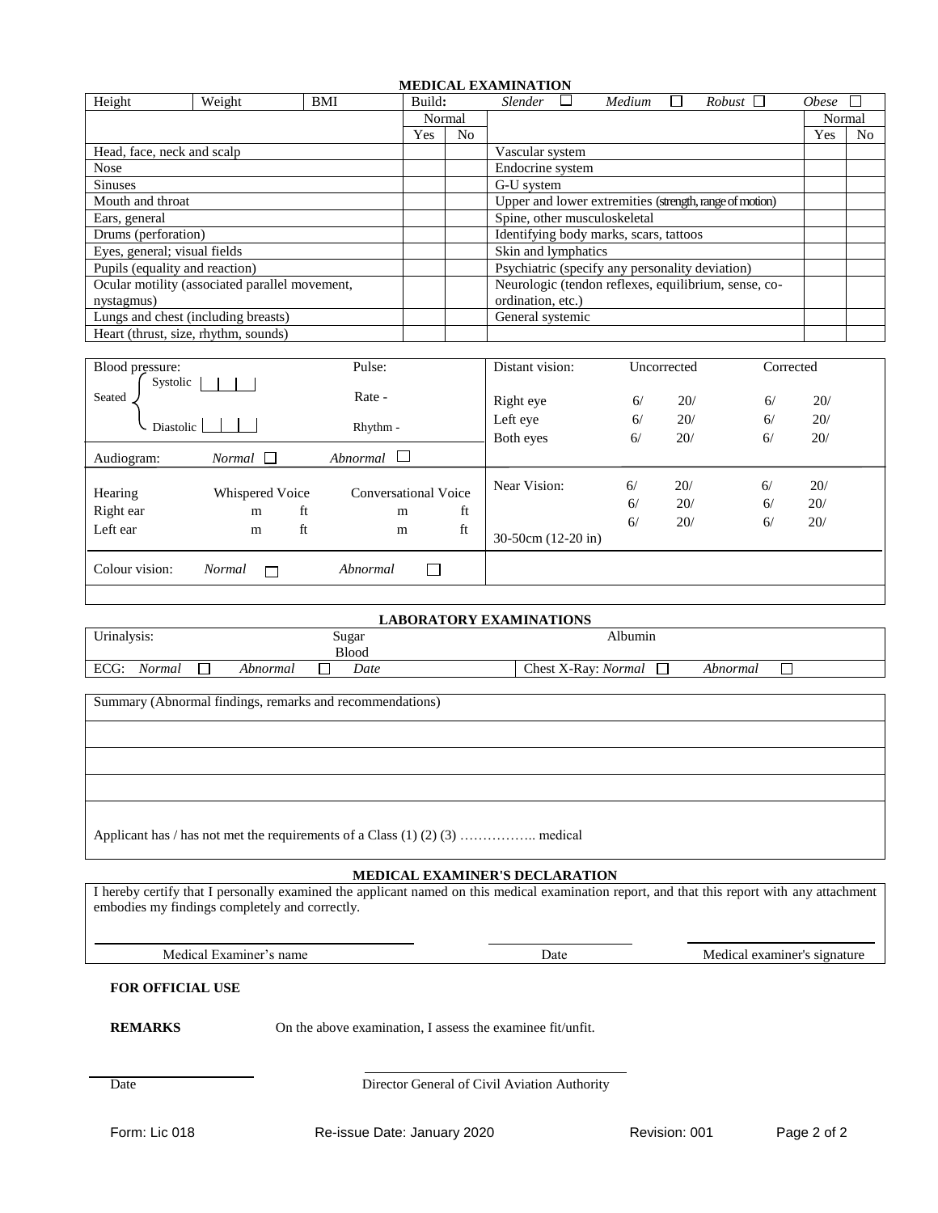## MEDICAL EXAMINATION

| Height | Weight | BMI | Build: | | *Slender* ☐ *Medium* ☐ *Robust* ☐ | *Obese* ☐ | |
|---|---|---|---|---|---|---|---|
| | | | Normal | | | Normal | |
| | | | Yes | No | | Yes | No |
| Head, face, neck and scalp | | | | | Vascular system | | |
| Nose | | | | | Endocrine system | | |
| Sinuses | | | | | G-U system | | |
| Mouth and throat | | | | | Upper and lower extremities (strength, range of motion) | | |
| Ears, general | | | | | Spine, other musculoskeletal | | |
| Drums (perforation) | | | | | Identifying body marks, scars, tattoos | | |
| Eyes, general; visual fields | | | | | Skin and lymphatics | | |
| Pupils (equality and reaction) | | | | | Psychiatric (specify any personality deviation) | | |
| Ocular motility (associated parallel movement, nystagmus) | | | | | Neurologic (tendon reflexes, equilibrium, sense, co-ordination, etc.) | | |
| Lungs and chest (including breasts) | | | | | General systemic | | |
| Heart (thrust, size, rhythm, sounds) | | | | | | | |

| | | | | | |
|---|---|---|---|---|---|
| Blood pressure: Seated – Systolic ☐☐☐ / Diastolic ☐☐☐ | Pulse: Rate - Rhythm - | Distant vision: | Uncorrected | Corrected | |
| | | Right eye | 6/ 20/ | 6/ 20/ | |
| | | Left eye | 6/ 20/ | 6/ 20/ | |
| | | Both eyes | 6/ 20/ | 6/ 20/ | |
| Audiogram: *Normal* ☐ | *Abnormal* ☐ | | | | |
| Hearing | Whispered Voice | Conversational Voice | Near Vision: | 6/ 20/ | 6/ 20/ |
| Right ear | m ft | m ft | | 6/ 20/ | 6/ 20/ |
| Left ear | m ft | m ft | 30-50cm (12-20 in) | 6/ 20/ | 6/ 20/ |
| Colour vision: *Normal* ☐ | *Abnormal* ☐ | | | | |

## LABORATORY EXAMINATIONS

| | | |
|---|---|---|
| Urinalysis: | Sugar Blood | Albumin |
| ECG: *Normal* ☐ *Abnormal* ☐ | *Date* | Chest X-Ray: *Normal* ☐ *Abnormal* ☐ |

| Summary (Abnormal findings, remarks and recommendations) |
|---|
| |
| |
| |
| Applicant has / has not met the requirements of a Class (1) (2) (3) …………….. medical |

## MEDICAL EXAMINER'S DECLARATION

I hereby certify that I personally examined the applicant named on this medical examination report, and that this report with any attachment embodies my findings completely and correctly.

Medical Examiner's name ____________________ Date ____________ Medical examiner's signature ____________________

**FOR OFFICIAL USE**

**REMARKS** On the above examination, I assess the examinee fit/unfit.

Date ____________________

Director General of Civil Aviation Authority ____________________

Form: Lic 018 Re-issue Date: January 2020 Revision: 001